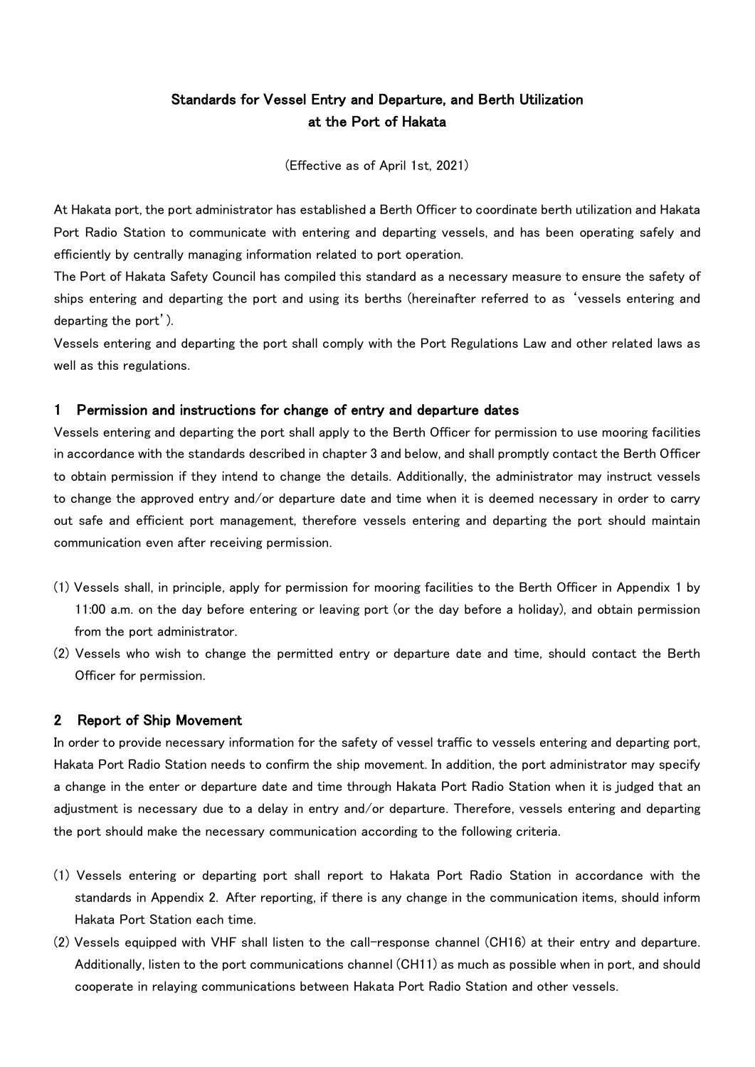# Standards for Vessel Entry and Departure, and Berth Utilization at the Port of Hakata

(Effective as of April 1st, 2021)

At Hakata port, the port administrator has established a Berth Officer to coordinate berth utilization and Hakata Port Radio Station to communicate with entering and departing vessels, and has been operating safely and efficiently by centrally managing information related to port operation.

The Port of Hakata Safety Council has compiled this standard as a necessary measure to ensure the safety of ships entering and departing the port and using its berths (hereinafter referred to as 'vessels entering and departing the port').

Vessels entering and departing the port shall comply with the Port Regulations Law and other related laws as well as this regulations.

## 1 Permission and instructions for change of entry and departure dates

Vessels entering and departing the port shall apply to the Berth Officer for permission to use mooring facilities in accordance with the standards described in chapter 3 and below, and shall promptly contact the Berth Officer to obtain permission if they intend to change the details. Additionally, the administrator may instruct vessels to change the approved entry and/or departure date and time when it is deemed necessary in order to carry out safe and efficient port management, therefore vessels entering and departing the port should maintain communication even after receiving permission.

(1) Vessels shall, in principle, apply for permission for mooring facilities to the Berth Officer in Appendix 1 by 11:00 a.m. on the day before entering or leaving port (or the day before a holiday), and obtain permission from the port administrator.

(2) Vessels who wish to change the permitted entry or departure date and time, should contact the Berth Officer for permission.

## 2 Report of Ship Movement

In order to provide necessary information for the safety of vessel traffic to vessels entering and departing port, Hakata Port Radio Station needs to confirm the ship movement. In addition, the port administrator may specify a change in the enter or departure date and time through Hakata Port Radio Station when it is judged that an adjustment is necessary due to a delay in entry and/or departure. Therefore, vessels entering and departing the port should make the necessary communication according to the following criteria.

(1) Vessels entering or departing port shall report to Hakata Port Radio Station in accordance with the standards in Appendix 2. After reporting, if there is any change in the communication items, should inform Hakata Port Station each time.

(2) Vessels equipped with VHF shall listen to the call-response channel (CH16) at their entry and departure. Additionally, listen to the port communications channel (CH11) as much as possible when in port, and should cooperate in relaying communications between Hakata Port Radio Station and other vessels.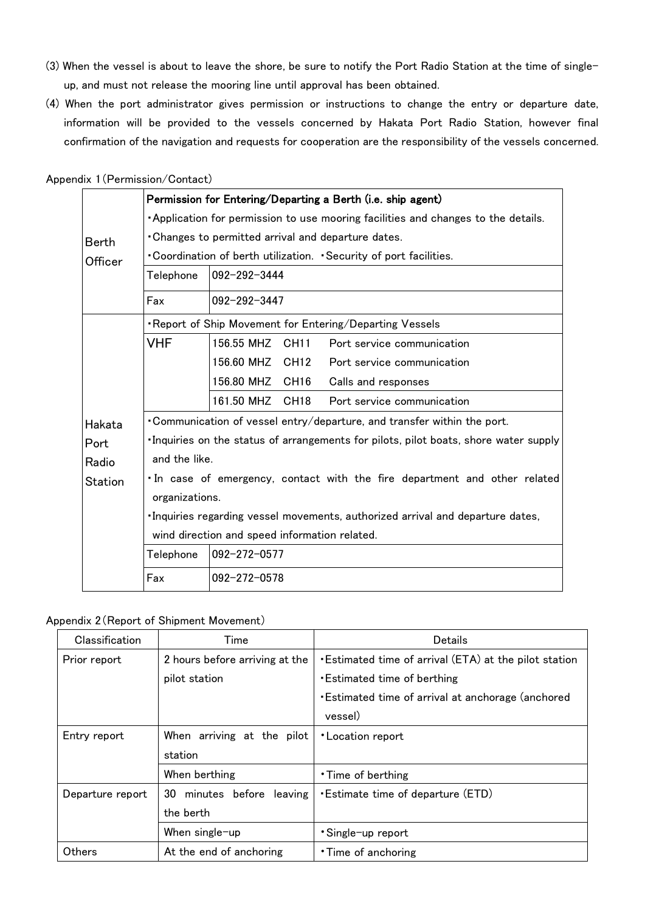(3) When the vessel is about to leave the shore, be sure to notify the Port Radio Station at the time of single-up, and must not release the mooring line until approval has been obtained.

(4) When the port administrator gives permission or instructions to change the entry or departure date, information will be provided to the vessels concerned by Hakata Port Radio Station, however final confirmation of the navigation and requests for cooperation are the responsibility of the vessels concerned.

Appendix 1（Permission/Contact）

| | | |
|---|---|---|
| Berth Officer | **Permission for Entering/Departing a Berth (i.e. ship agent)**<br>・Application for permission to use mooring facilities and changes to the details.<br>・Changes to permitted arrival and departure dates.<br>・Coordination of berth utilization. ・Security of port facilities. | |
| | Telephone | 092-292-3444 |
| | Fax | 092-292-3447 |
| Hakata Port Radio Station | ・Report of Ship Movement for Entering/Departing Vessels | |
| | VHF | 156.55 MHZ CH11 Port service communication<br>156.60 MHZ CH12 Port service communication<br>156.80 MHZ CH16 Calls and responses<br>161.50 MHZ CH18 Port service communication |
| | ・Communication of vessel entry/departure, and transfer within the port.<br>・Inquiries on the status of arrangements for pilots, pilot boats, shore water supply and the like.<br>・In case of emergency, contact with the fire department and other related organizations.<br>・Inquiries regarding vessel movements, authorized arrival and departure dates, wind direction and speed information related. | |
| | Telephone | 092-272-0577 |
| | Fax | 092-272-0578 |

Appendix 2（Report of Shipment Movement）

| Classification | Time | Details |
|---|---|---|
| Prior report | 2 hours before arriving at the pilot station | ・Estimated time of arrival (ETA) at the pilot station<br>・Estimated time of berthing<br>・Estimated time of arrival at anchorage (anchored vessel) |
| Entry report | When arriving at the pilot station | ・Location report |
| | When berthing | ・Time of berthing |
| Departure report | 30 minutes before leaving the berth | ・Estimate time of departure (ETD) |
| | When single-up | ・Single-up report |
| Others | At the end of anchoring | ・Time of anchoring |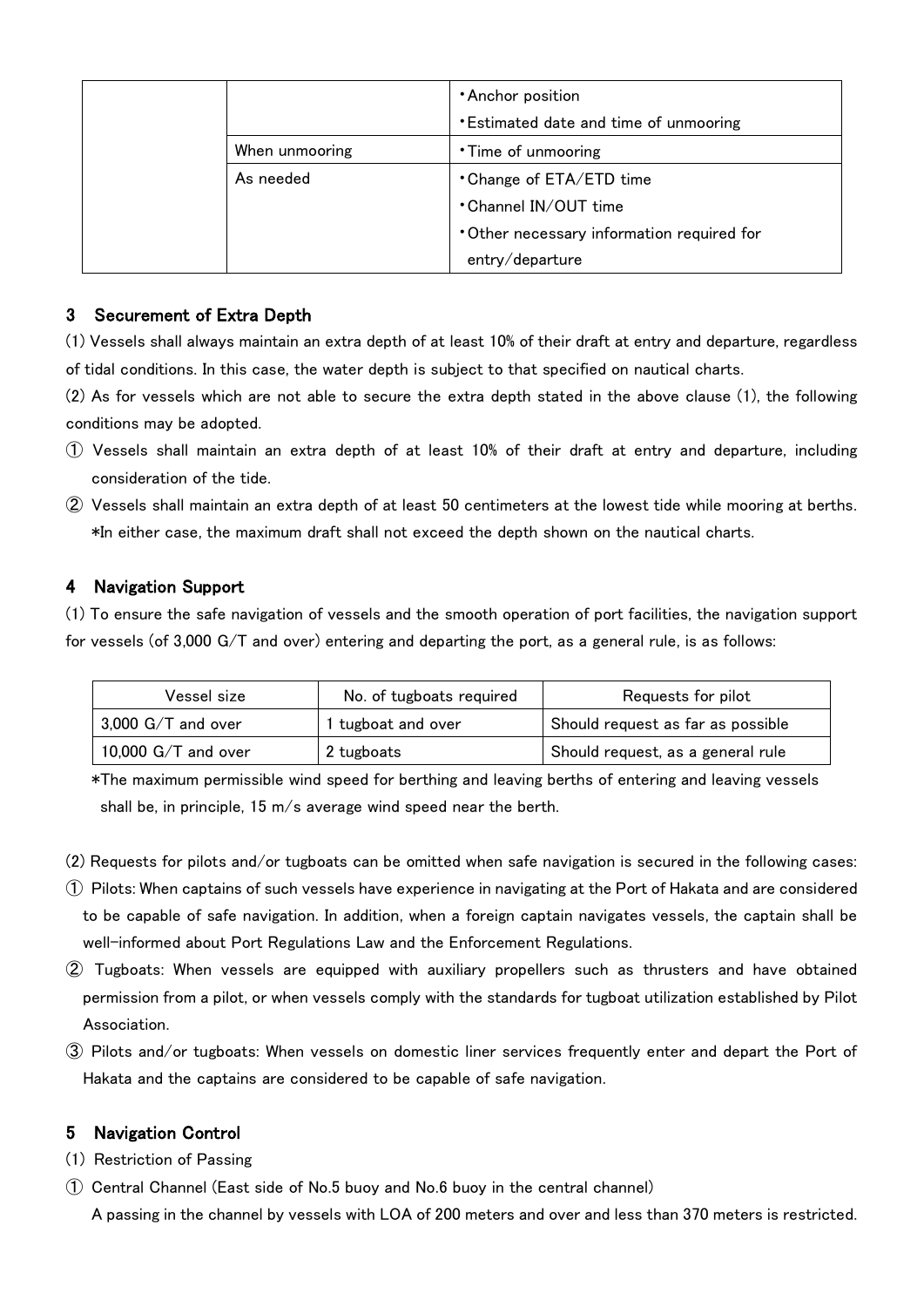| | | ・Anchor position<br>・Estimated date and time of unmooring |
|---|---|---|
| | When unmooring | ・Time of unmooring |
| | As needed | ・Change of ETA/ETD time<br>・Channel IN/OUT time<br>・Other necessary information required for entry/departure |

## 3 Securement of Extra Depth

(1) Vessels shall always maintain an extra depth of at least 10% of their draft at entry and departure, regardless of tidal conditions. In this case, the water depth is subject to that specified on nautical charts.

(2) As for vessels which are not able to secure the extra depth stated in the above clause (1), the following conditions may be adopted.

① Vessels shall maintain an extra depth of at least 10% of their draft at entry and departure, including consideration of the tide.

② Vessels shall maintain an extra depth of at least 50 centimeters at the lowest tide while mooring at berths.
*In either case, the maximum draft shall not exceed the depth shown on the nautical charts.

## 4 Navigation Support

(1) To ensure the safe navigation of vessels and the smooth operation of port facilities, the navigation support for vessels (of 3,000 G/T and over) entering and departing the port, as a general rule, is as follows:

| Vessel size | No. of tugboats required | Requests for pilot |
|---|---|---|
| 3,000 G/T and over | 1 tugboat and over | Should request as far as possible |
| 10,000 G/T and over | 2 tugboats | Should request, as a general rule |

*The maximum permissible wind speed for berthing and leaving berths of entering and leaving vessels shall be, in principle, 15 m/s average wind speed near the berth.

(2) Requests for pilots and/or tugboats can be omitted when safe navigation is secured in the following cases:

① Pilots: When captains of such vessels have experience in navigating at the Port of Hakata and are considered to be capable of safe navigation. In addition, when a foreign captain navigates vessels, the captain shall be well-informed about Port Regulations Law and the Enforcement Regulations.

② Tugboats: When vessels are equipped with auxiliary propellers such as thrusters and have obtained permission from a pilot, or when vessels comply with the standards for tugboat utilization established by Pilot Association.

③ Pilots and/or tugboats: When vessels on domestic liner services frequently enter and depart the Port of Hakata and the captains are considered to be capable of safe navigation.

## 5 Navigation Control

(1) Restriction of Passing

① Central Channel (East side of No.5 buoy and No.6 buoy in the central channel)
A passing in the channel by vessels with LOA of 200 meters and over and less than 370 meters is restricted.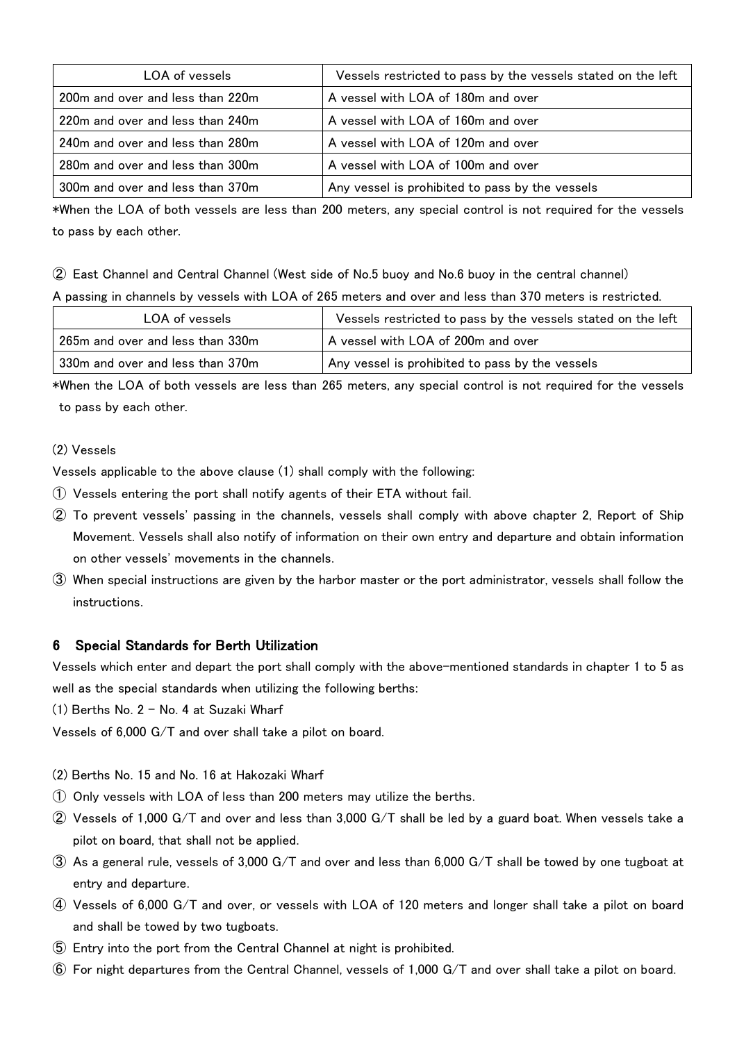| LOA of vessels | Vessels restricted to pass by the vessels stated on the left |
| --- | --- |
| 200m and over and less than 220m | A vessel with LOA of 180m and over |
| 220m and over and less than 240m | A vessel with LOA of 160m and over |
| 240m and over and less than 280m | A vessel with LOA of 120m and over |
| 280m and over and less than 300m | A vessel with LOA of 100m and over |
| 300m and over and less than 370m | Any vessel is prohibited to pass by the vessels |

*When the LOA of both vessels are less than 200 meters, any special control is not required for the vessels to pass by each other.

② East Channel and Central Channel (West side of No.5 buoy and No.6 buoy in the central channel)

A passing in channels by vessels with LOA of 265 meters and over and less than 370 meters is restricted.

| LOA of vessels | Vessels restricted to pass by the vessels stated on the left |
| --- | --- |
| 265m and over and less than 330m | A vessel with LOA of 200m and over |
| 330m and over and less than 370m | Any vessel is prohibited to pass by the vessels |

*When the LOA of both vessels are less than 265 meters, any special control is not required for the vessels to pass by each other.

(2) Vessels

Vessels applicable to the above clause (1) shall comply with the following:

① Vessels entering the port shall notify agents of their ETA without fail.

② To prevent vessels' passing in the channels, vessels shall comply with above chapter 2, Report of Ship Movement. Vessels shall also notify of information on their own entry and departure and obtain information on other vessels' movements in the channels.

③ When special instructions are given by the harbor master or the port administrator, vessels shall follow the instructions.

## 6 Special Standards for Berth Utilization

Vessels which enter and depart the port shall comply with the above-mentioned standards in chapter 1 to 5 as well as the special standards when utilizing the following berths:

(1) Berths No. 2 – No. 4 at Suzaki Wharf

Vessels of 6,000 G/T and over shall take a pilot on board.

(2) Berths No. 15 and No. 16 at Hakozaki Wharf

① Only vessels with LOA of less than 200 meters may utilize the berths.

② Vessels of 1,000 G/T and over and less than 3,000 G/T shall be led by a guard boat. When vessels take a pilot on board, that shall not be applied.

③ As a general rule, vessels of 3,000 G/T and over and less than 6,000 G/T shall be towed by one tugboat at entry and departure.

④ Vessels of 6,000 G/T and over, or vessels with LOA of 120 meters and longer shall take a pilot on board and shall be towed by two tugboats.

⑤ Entry into the port from the Central Channel at night is prohibited.

⑥ For night departures from the Central Channel, vessels of 1,000 G/T and over shall take a pilot on board.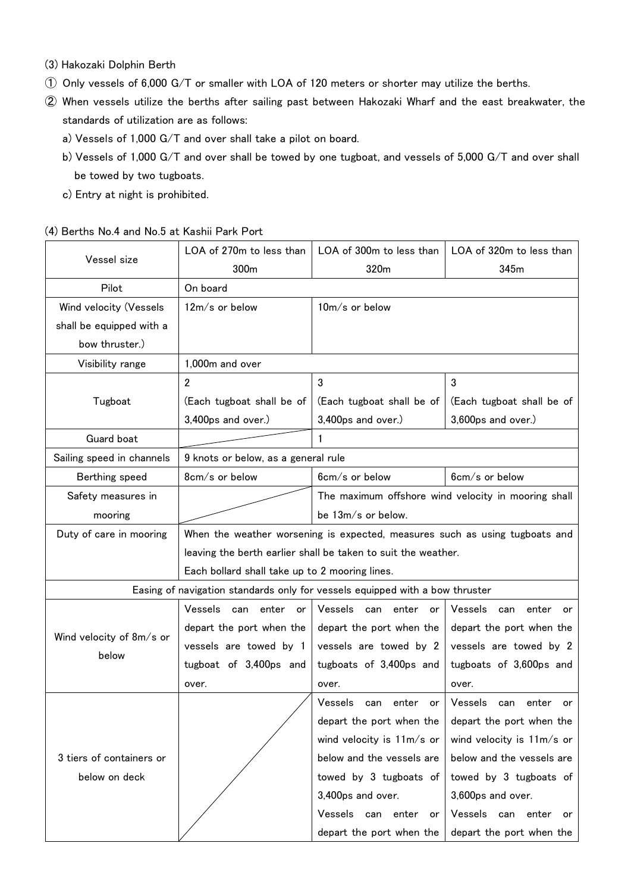(3) Hakozaki Dolphin Berth

① Only vessels of 6,000 G/T or smaller with LOA of 120 meters or shorter may utilize the berths.

② When vessels utilize the berths after sailing past between Hakozaki Wharf and the east breakwater, the standards of utilization are as follows:

a) Vessels of 1,000 G/T and over shall take a pilot on board.

b) Vessels of 1,000 G/T and over shall be towed by one tugboat, and vessels of 5,000 G/T and over shall be towed by two tugboats.

c) Entry at night is prohibited.

(4) Berths No.4 and No.5 at Kashii Park Port

| Vessel size | LOA of 270m to less than 300m | LOA of 300m to less than 320m | LOA of 320m to less than 345m |
|---|---|---|---|
| Pilot | On board | | |
| Wind velocity (Vessels shall be equipped with a bow thruster.) | 12m/s or below | 10m/s or below | |
| Visibility range | 1,000m and over | | |
| Tugboat | 2 (Each tugboat shall be of 3,400ps and over.) | 3 (Each tugboat shall be of 3,400ps and over.) | 3 (Each tugboat shall be of 3,600ps and over.) |
| Guard boat | | 1 | |
| Sailing speed in channels | 9 knots or below, as a general rule | | |
| Berthing speed | 8cm/s or below | 6cm/s or below | 6cm/s or below |
| Safety measures in mooring | | The maximum offshore wind velocity in mooring shall be 13m/s or below. | |
| Duty of care in mooring | When the weather worsening is expected, measures such as using tugboats and leaving the berth earlier shall be taken to suit the weather. Each bollard shall take up to 2 mooring lines. | | |
| Easing of navigation standards only for vessels equipped with a bow thruster | | | |
| Wind velocity of 8m/s or below | Vessels can enter or depart the port when the vessels are towed by 1 tugboat of 3,400ps and over. | Vessels can enter or depart the port when the vessels are towed by 2 tugboats of 3,400ps and over. | Vessels can enter or depart the port when the vessels are towed by 2 tugboats of 3,600ps and over. |
| 3 tiers of containers or below on deck | | Vessels can enter or depart the port when the wind velocity is 11m/s or below and the vessels are towed by 3 tugboats of 3,400ps and over. Vessels can enter or depart the port when the | Vessels can enter or depart the port when the wind velocity is 11m/s or below and the vessels are towed by 3 tugboats of 3,600ps and over. Vessels can enter or depart the port when the |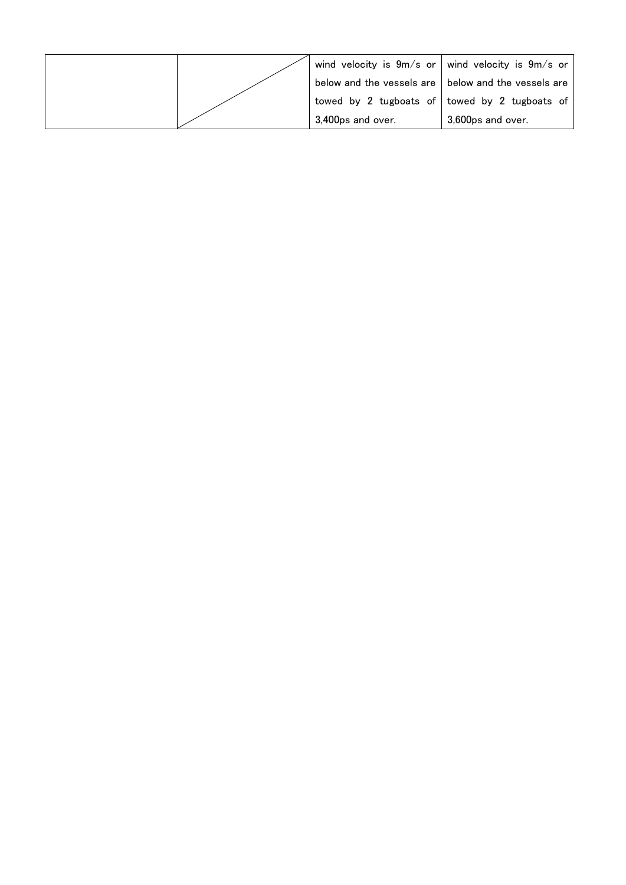|  |  |  |  |
|---|---|---|---|
|  |  | wind velocity is 9m/s or below and the vessels are towed by 2 tugboats of 3,400ps and over. | wind velocity is 9m/s or below and the vessels are towed by 2 tugboats of 3,600ps and over. |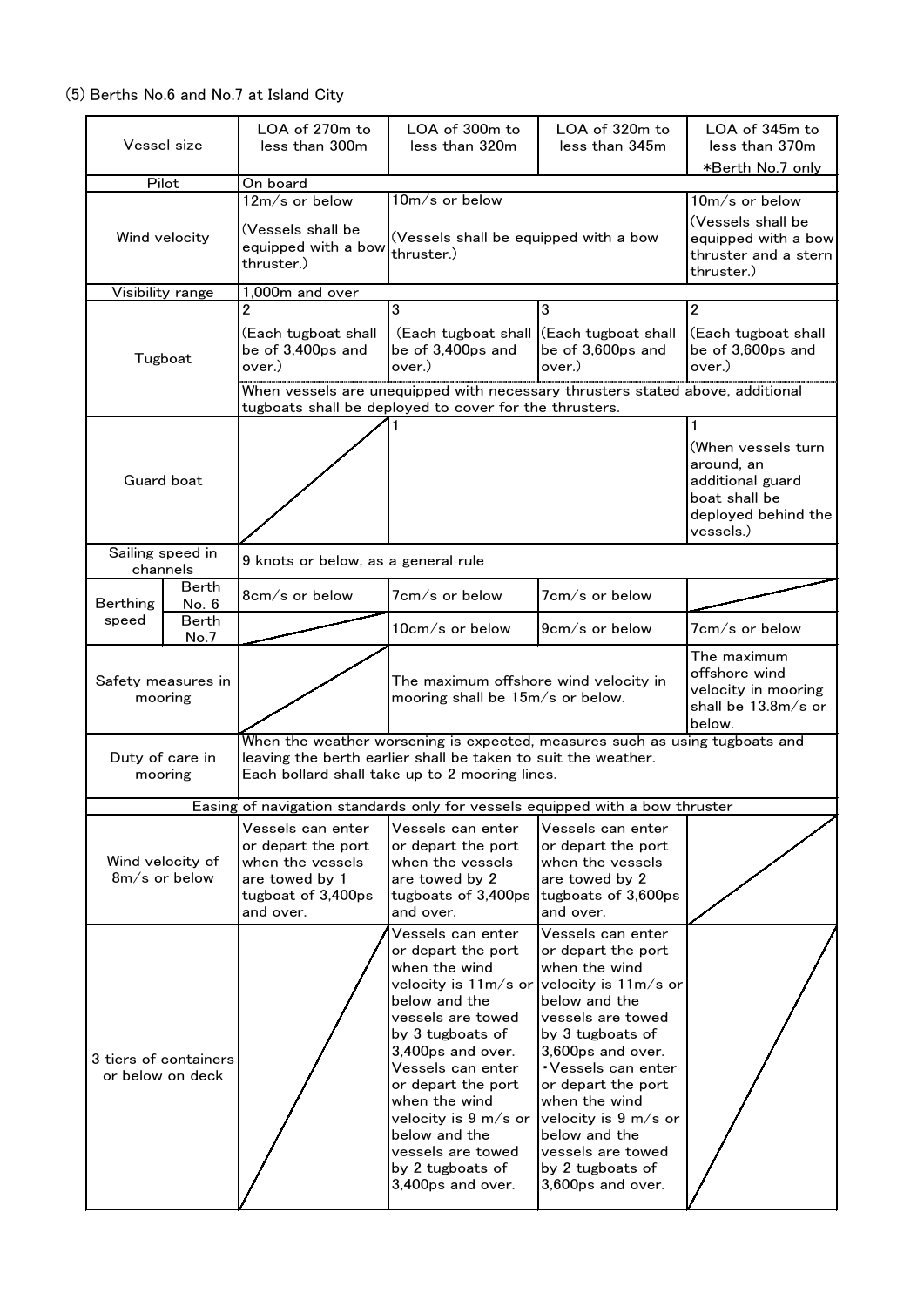(5) Berths No.6 and No.7 at Island City

| Vessel size | | LOA of 270m to less than 300m | LOA of 300m to less than 320m | LOA of 320m to less than 345m | LOA of 345m to less than 370m *Berth No.7 only |
|---|---|---|---|---|---|
| Pilot | | On board | | | |
| Wind velocity | | 12m/s or below (Vessels shall be equipped with a bow thruster.) | 10m/s or below (Vessels shall be equipped with a bow thruster.) | | 10m/s or below (Vessels shall be equipped with a bow thruster and a stern thruster.) |
| Visibility range | | 1,000m and over | | | |
| Tugboat | | 2 (Each tugboat shall be of 3,400ps and over.) | 3 (Each tugboat shall be of 3,400ps and over.) | 3 (Each tugboat shall be of 3,600ps and over.) | 2 (Each tugboat shall be of 3,600ps and over.) |
| | | When vessels are unequipped with necessary thrusters stated above, additional tugboats shall be deployed to cover for the thrusters. | | | |
| Guard boat | | | 1 | | 1 (When vessels turn around, an additional guard boat shall be deployed behind the vessels.) |
| Sailing speed in channels | | 9 knots or below, as a general rule | | | |
| Berthing speed | Berth No. 6 | 8cm/s or below | 7cm/s or below | 7cm/s or below | |
| | Berth No.7 | | 10cm/s or below | 9cm/s or below | 7cm/s or below |
| Safety measures in mooring | | | The maximum offshore wind velocity in mooring shall be 15m/s or below. | | The maximum offshore wind velocity in mooring shall be 13.8m/s or below. |
| Duty of care in mooring | | When the weather worsening is expected, measures such as using tugboats and leaving the berth earlier shall be taken to suit the weather. Each bollard shall take up to 2 mooring lines. | | | |
| Easing of navigation standards only for vessels equipped with a bow thruster | | | | | |
| Wind velocity of 8m/s or below | | Vessels can enter or depart the port when the vessels are towed by 1 tugboat of 3,400ps and over. | Vessels can enter or depart the port when the vessels are towed by 2 tugboats of 3,400ps and over. | Vessels can enter or depart the port when the vessels are towed by 2 tugboats of 3,600ps and over. | |
| 3 tiers of containers or below on deck | | | Vessels can enter or depart the port when the wind velocity is 11m/s or below and the vessels are towed by 3 tugboats of 3,400ps and over. Vessels can enter or depart the port when the wind velocity is 9 m/s or below and the vessels are towed by 2 tugboats of 3,400ps and over. | Vessels can enter or depart the port when the wind velocity is 11m/s or below and the vessels are towed by 3 tugboats of 3,600ps and over. ・Vessels can enter or depart the port when the wind velocity is 9 m/s or below and the vessels are towed by 2 tugboats of 3,600ps and over. | |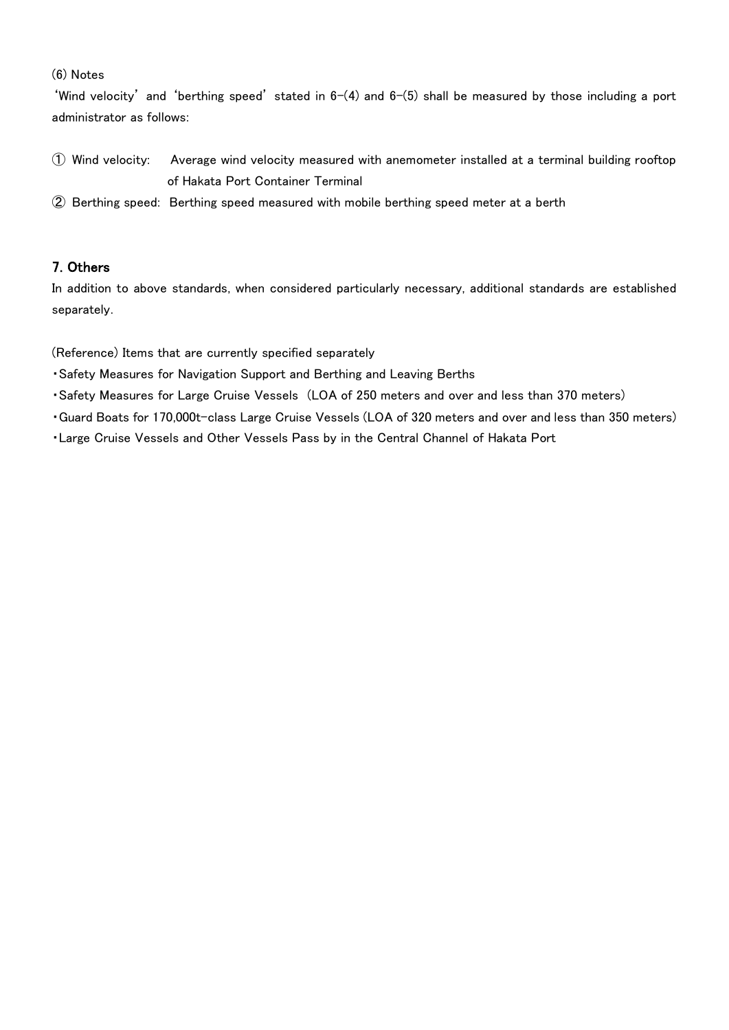(6) Notes

'Wind velocity' and 'berthing speed' stated in 6-(4) and 6-(5) shall be measured by those including a port administrator as follows:

① Wind velocity: Average wind velocity measured with anemometer installed at a terminal building rooftop of Hakata Port Container Terminal

② Berthing speed: Berthing speed measured with mobile berthing speed meter at a berth

## 7. Others

In addition to above standards, when considered particularly necessary, additional standards are established separately.

(Reference) Items that are currently specified separately

・Safety Measures for Navigation Support and Berthing and Leaving Berths

・Safety Measures for Large Cruise Vessels (LOA of 250 meters and over and less than 370 meters)

・Guard Boats for 170,000t-class Large Cruise Vessels (LOA of 320 meters and over and less than 350 meters)

・Large Cruise Vessels and Other Vessels Pass by in the Central Channel of Hakata Port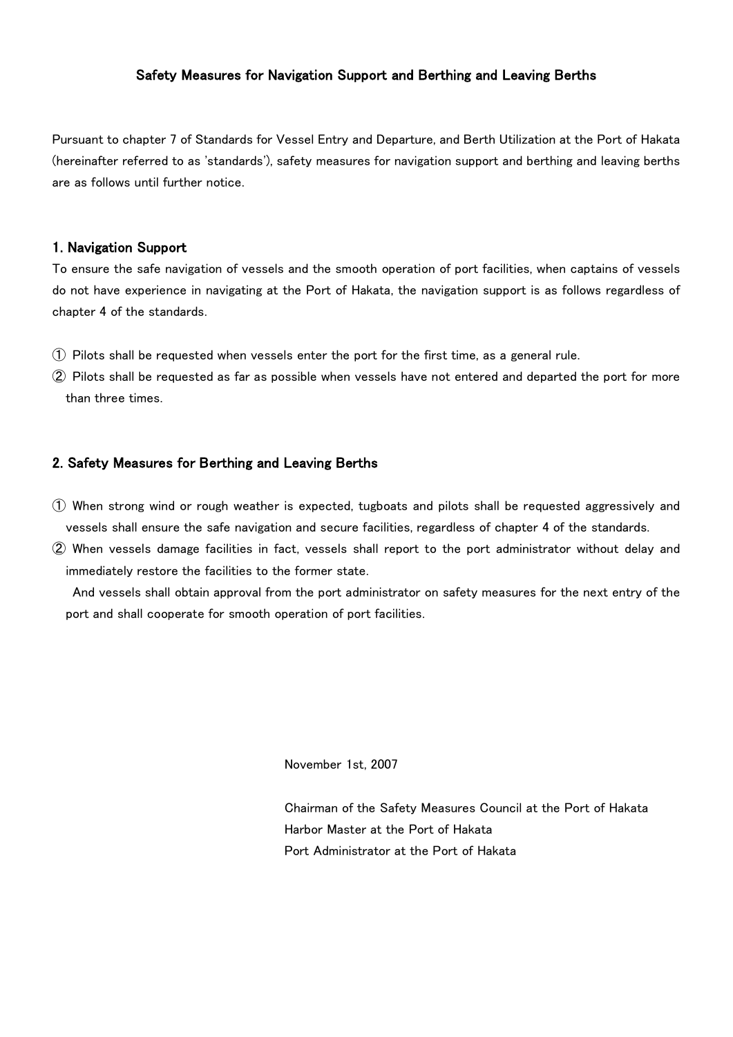# Safety Measures for Navigation Support and Berthing and Leaving Berths

Pursuant to chapter 7 of Standards for Vessel Entry and Departure, and Berth Utilization at the Port of Hakata (hereinafter referred to as 'standards'), safety measures for navigation support and berthing and leaving berths are as follows until further notice.

## 1. Navigation Support

To ensure the safe navigation of vessels and the smooth operation of port facilities, when captains of vessels do not have experience in navigating at the Port of Hakata, the navigation support is as follows regardless of chapter 4 of the standards.

① Pilots shall be requested when vessels enter the port for the first time, as a general rule.

② Pilots shall be requested as far as possible when vessels have not entered and departed the port for more than three times.

## 2. Safety Measures for Berthing and Leaving Berths

① When strong wind or rough weather is expected, tugboats and pilots shall be requested aggressively and vessels shall ensure the safe navigation and secure facilities, regardless of chapter 4 of the standards.

② When vessels damage facilities in fact, vessels shall report to the port administrator without delay and immediately restore the facilities to the former state.

And vessels shall obtain approval from the port administrator on safety measures for the next entry of the port and shall cooperate for smooth operation of port facilities.

November 1st, 2007

Chairman of the Safety Measures Council at the Port of Hakata
Harbor Master at the Port of Hakata
Port Administrator at the Port of Hakata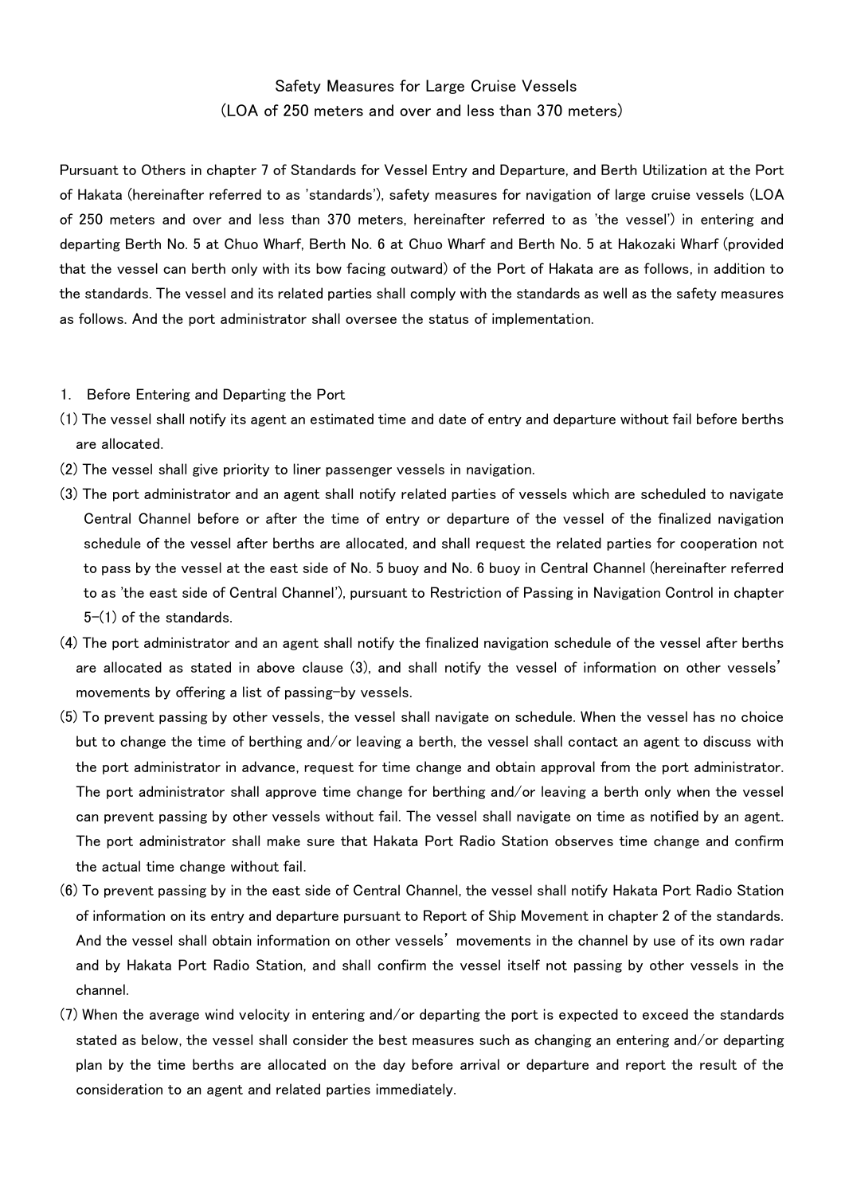# Safety Measures for Large Cruise Vessels
## (LOA of 250 meters and over and less than 370 meters)

Pursuant to Others in chapter 7 of Standards for Vessel Entry and Departure, and Berth Utilization at the Port of Hakata (hereinafter referred to as 'standards'), safety measures for navigation of large cruise vessels (LOA of 250 meters and over and less than 370 meters, hereinafter referred to as 'the vessel') in entering and departing Berth No. 5 at Chuo Wharf, Berth No. 6 at Chuo Wharf and Berth No. 5 at Hakozaki Wharf (provided that the vessel can berth only with its bow facing outward) of the Port of Hakata are as follows, in addition to the standards. The vessel and its related parties shall comply with the standards as well as the safety measures as follows. And the port administrator shall oversee the status of implementation.

1. Before Entering and Departing the Port

(1) The vessel shall notify its agent an estimated time and date of entry and departure without fail before berths are allocated.

(2) The vessel shall give priority to liner passenger vessels in navigation.

(3) The port administrator and an agent shall notify related parties of vessels which are scheduled to navigate Central Channel before or after the time of entry or departure of the vessel of the finalized navigation schedule of the vessel after berths are allocated, and shall request the related parties for cooperation not to pass by the vessel at the east side of No. 5 buoy and No. 6 buoy in Central Channel (hereinafter referred to as 'the east side of Central Channel'), pursuant to Restriction of Passing in Navigation Control in chapter 5-(1) of the standards.

(4) The port administrator and an agent shall notify the finalized navigation schedule of the vessel after berths are allocated as stated in above clause (3), and shall notify the vessel of information on other vessels' movements by offering a list of passing-by vessels.

(5) To prevent passing by other vessels, the vessel shall navigate on schedule. When the vessel has no choice but to change the time of berthing and/or leaving a berth, the vessel shall contact an agent to discuss with the port administrator in advance, request for time change and obtain approval from the port administrator. The port administrator shall approve time change for berthing and/or leaving a berth only when the vessel can prevent passing by other vessels without fail. The vessel shall navigate on time as notified by an agent. The port administrator shall make sure that Hakata Port Radio Station observes time change and confirm the actual time change without fail.

(6) To prevent passing by in the east side of Central Channel, the vessel shall notify Hakata Port Radio Station of information on its entry and departure pursuant to Report of Ship Movement in chapter 2 of the standards. And the vessel shall obtain information on other vessels' movements in the channel by use of its own radar and by Hakata Port Radio Station, and shall confirm the vessel itself not passing by other vessels in the channel.

(7) When the average wind velocity in entering and/or departing the port is expected to exceed the standards stated as below, the vessel shall consider the best measures such as changing an entering and/or departing plan by the time berths are allocated on the day before arrival or departure and report the result of the consideration to an agent and related parties immediately.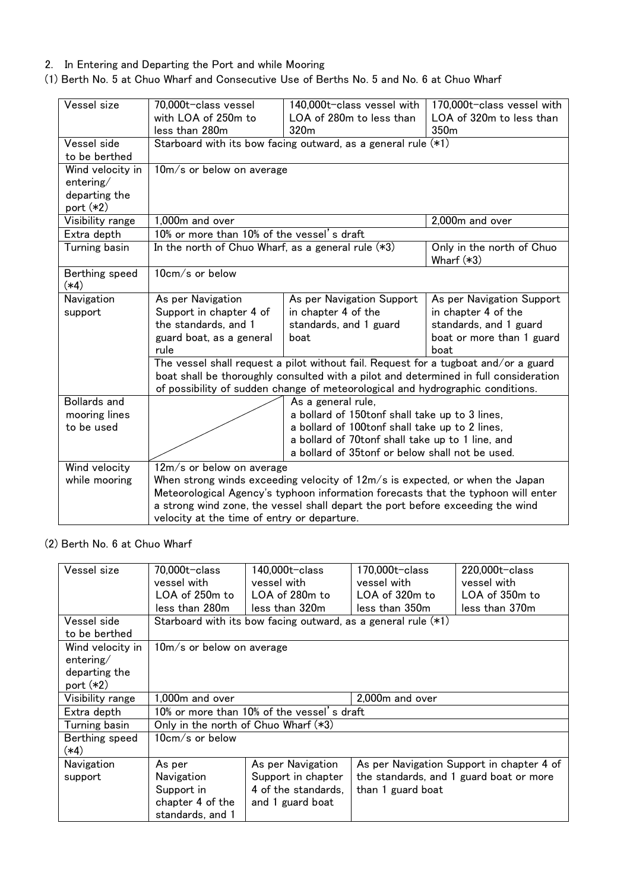2. In Entering and Departing the Port and while Mooring

(1) Berth No. 5 at Chuo Wharf and Consecutive Use of Berths No. 5 and No. 6 at Chuo Wharf

| Vessel size | 70,000t-class vessel with LOA of 250m to less than 280m | 140,000t-class vessel with LOA of 280m to less than 320m | 170,000t-class vessel with LOA of 320m to less than 350m |
|---|---|---|---|
| Vessel side to be berthed | Starboard with its bow facing outward, as a general rule (*1) | | |
| Wind velocity in entering/ departing the port (*2) | 10m/s or below on average | | |
| Visibility range | 1,000m and over | | 2,000m and over |
| Extra depth | 10% or more than 10% of the vessel's draft | | |
| Turning basin | In the north of Chuo Wharf, as a general rule (*3) | | Only in the north of Chuo Wharf (*3) |
| Berthing speed (*4) | 10cm/s or below | | |
| Navigation support | As per Navigation Support in chapter 4 of the standards, and 1 guard boat, as a general rule | As per Navigation Support in chapter 4 of the standards, and 1 guard boat | As per Navigation Support in chapter 4 of the standards, and 1 guard boat or more than 1 guard boat |
| | The vessel shall request a pilot without fail. Request for a tugboat and/or a guard boat shall be thoroughly consulted with a pilot and determined in full consideration of possibility of sudden change of meteorological and hydrographic conditions. | | |
| Bollards and mooring lines to be used | | As a general rule, a bollard of 150tonf shall take up to 3 lines, a bollard of 100tonf shall take up to 2 lines, a bollard of 70tonf shall take up to 1 line, and a bollard of 35tonf or below shall not be used. | |
| Wind velocity while mooring | 12m/s or below on average<br>When strong winds exceeding velocity of 12m/s is expected, or when the Japan Meteorological Agency's typhoon information forecasts that the typhoon will enter a strong wind zone, the vessel shall depart the port before exceeding the wind velocity at the time of entry or departure. | | |

(2) Berth No. 6 at Chuo Wharf

| Vessel size | 70,000t-class vessel with LOA of 250m to less than 280m | 140,000t-class vessel with LOA of 280m to less than 320m | 170,000t-class vessel with LOA of 320m to less than 350m | 220,000t-class vessel with LOA of 350m to less than 370m |
|---|---|---|---|---|
| Vessel side to be berthed | Starboard with its bow facing outward, as a general rule (*1) | | | |
| Wind velocity in entering/ departing the port (*2) | 10m/s or below on average | | | |
| Visibility range | 1,000m and over | | 2,000m and over | |
| Extra depth | 10% or more than 10% of the vessel's draft | | | |
| Turning basin | Only in the north of Chuo Wharf (*3) | | | |
| Berthing speed (*4) | 10cm/s or below | | | |
| Navigation support | As per Navigation Support in chapter 4 of the standards, and 1 | As per Navigation Support in chapter 4 of the standards, and 1 guard boat | As per Navigation Support in chapter 4 of the standards, and 1 guard boat or more than 1 guard boat | |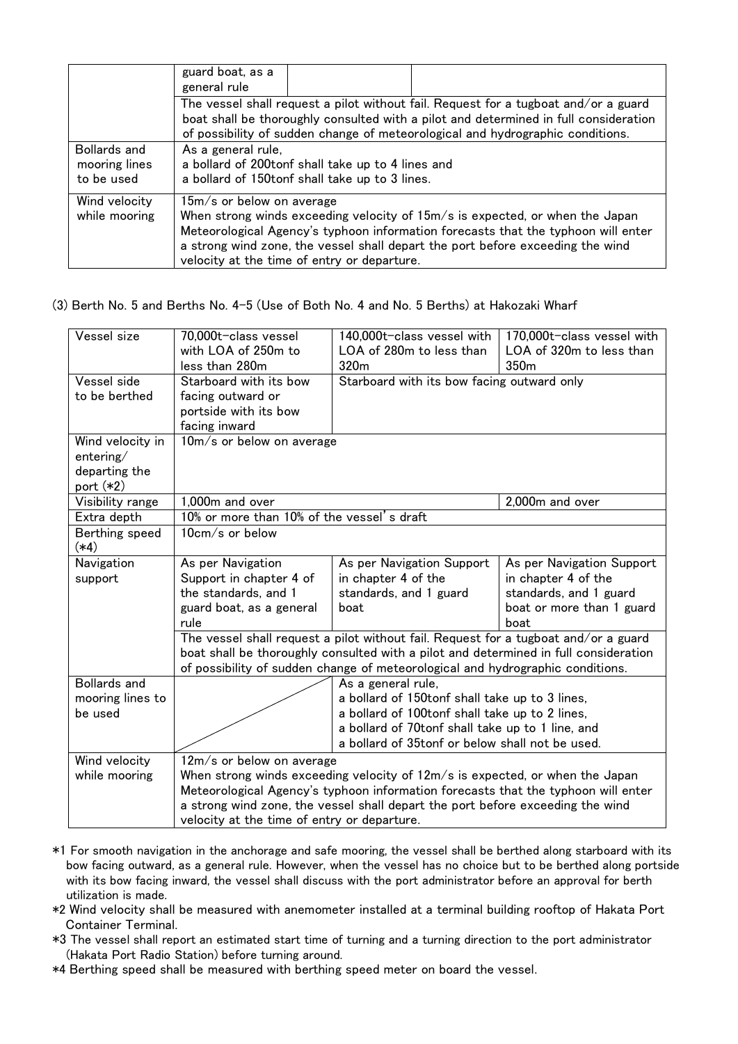| | guard boat, as a general rule | | |
|---|---|---|---|
| | The vessel shall request a pilot without fail. Request for a tugboat and/or a guard boat shall be thoroughly consulted with a pilot and determined in full consideration of possibility of sudden change of meteorological and hydrographic conditions. | | |
| Bollards and mooring lines to be used | As a general rule, a bollard of 200tonf shall take up to 4 lines and a bollard of 150tonf shall take up to 3 lines. | | |
| Wind velocity while mooring | 15m/s or below on average When strong winds exceeding velocity of 15m/s is expected, or when the Japan Meteorological Agency's typhoon information forecasts that the typhoon will enter a strong wind zone, the vessel shall depart the port before exceeding the wind velocity at the time of entry or departure. | | |

(3) Berth No. 5 and Berths No. 4-5 (Use of Both No. 4 and No. 5 Berths) at Hakozaki Wharf

| Vessel size | 70,000t-class vessel with LOA of 250m to less than 280m | 140,000t-class vessel with LOA of 280m to less than 320m | 170,000t-class vessel with LOA of 320m to less than 350m |
|---|---|---|---|
| Vessel side to be berthed | Starboard with its bow facing outward or portside with its bow facing inward | Starboard with its bow facing outward only | |
| Wind velocity in entering/ departing the port (*2) | 10m/s or below on average | | |
| Visibility range | 1,000m and over | | 2,000m and over |
| Extra depth | 10% or more than 10% of the vessel's draft | | |
| Berthing speed (*4) | 10cm/s or below | | |
| Navigation support | As per Navigation Support in chapter 4 of the standards, and 1 guard boat, as a general rule | As per Navigation Support in chapter 4 of the standards, and 1 guard boat | As per Navigation Support in chapter 4 of the standards, and 1 guard boat or more than 1 guard boat |
| | The vessel shall request a pilot without fail. Request for a tugboat and/or a guard boat shall be thoroughly consulted with a pilot and determined in full consideration of possibility of sudden change of meteorological and hydrographic conditions. | | |
| Bollards and mooring lines to be used | | As a general rule, a bollard of 150tonf shall take up to 3 lines, a bollard of 100tonf shall take up to 2 lines, a bollard of 70tonf shall take up to 1 line, and a bollard of 35tonf or below shall not be used. | |
| Wind velocity while mooring | 12m/s or below on average When strong winds exceeding velocity of 12m/s is expected, or when the Japan Meteorological Agency's typhoon information forecasts that the typhoon will enter a strong wind zone, the vessel shall depart the port before exceeding the wind velocity at the time of entry or departure. | | |

*1 For smooth navigation in the anchorage and safe mooring, the vessel shall be berthed along starboard with its bow facing outward, as a general rule. However, when the vessel has no choice but to be berthed along portside with its bow facing inward, the vessel shall discuss with the port administrator before an approval for berth utilization is made.

*2 Wind velocity shall be measured with anemometer installed at a terminal building rooftop of Hakata Port Container Terminal.

*3 The vessel shall report an estimated start time of turning and a turning direction to the port administrator (Hakata Port Radio Station) before turning around.

*4 Berthing speed shall be measured with berthing speed meter on board the vessel.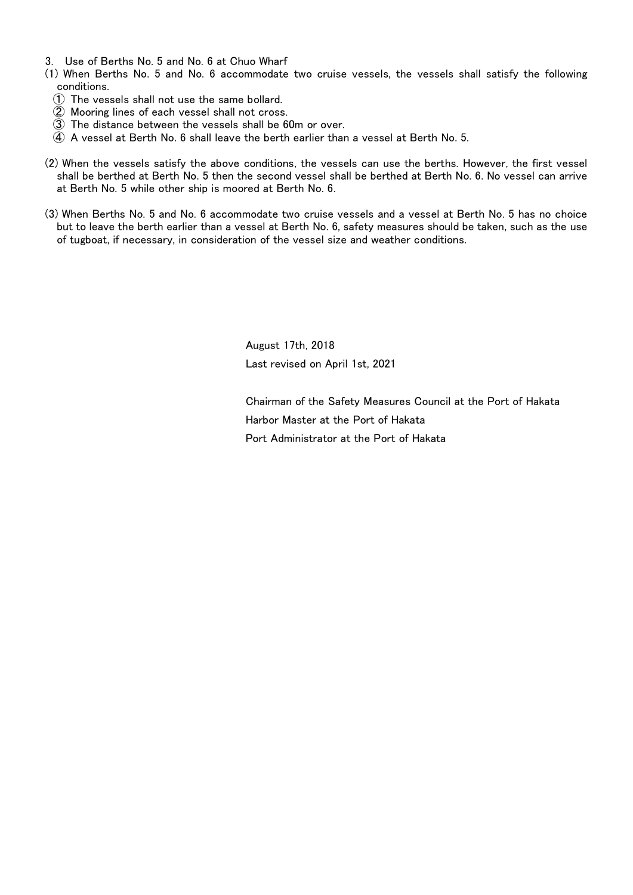3. Use of Berths No. 5 and No. 6 at Chuo Wharf

(1) When Berths No. 5 and No. 6 accommodate two cruise vessels, the vessels shall satisfy the following conditions.

① The vessels shall not use the same bollard.
② Mooring lines of each vessel shall not cross.
③ The distance between the vessels shall be 60m or over.
④ A vessel at Berth No. 6 shall leave the berth earlier than a vessel at Berth No. 5.

(2) When the vessels satisfy the above conditions, the vessels can use the berths. However, the first vessel shall be berthed at Berth No. 5 then the second vessel shall be berthed at Berth No. 6. No vessel can arrive at Berth No. 5 while other ship is moored at Berth No. 6.

(3) When Berths No. 5 and No. 6 accommodate two cruise vessels and a vessel at Berth No. 5 has no choice but to leave the berth earlier than a vessel at Berth No. 6, safety measures should be taken, such as the use of tugboat, if necessary, in consideration of the vessel size and weather conditions.

August 17th, 2018
Last revised on April 1st, 2021

Chairman of the Safety Measures Council at the Port of Hakata
Harbor Master at the Port of Hakata
Port Administrator at the Port of Hakata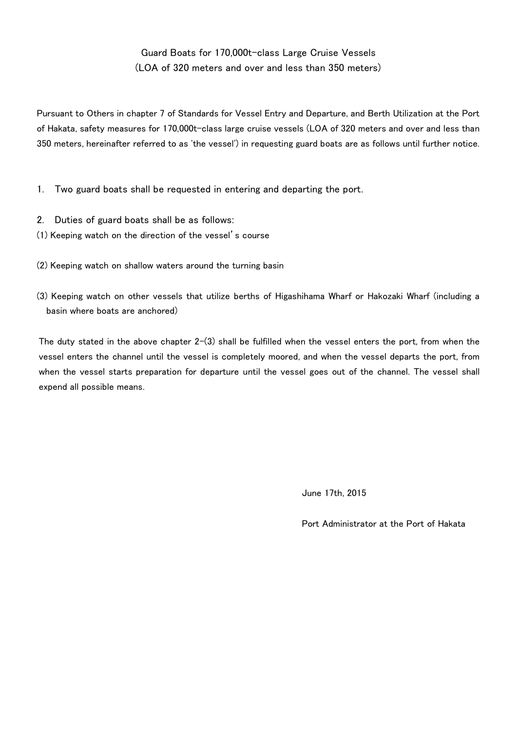# Guard Boats for 170,000t-class Large Cruise Vessels
## (LOA of 320 meters and over and less than 350 meters)

Pursuant to Others in chapter 7 of Standards for Vessel Entry and Departure, and Berth Utilization at the Port of Hakata, safety measures for 170,000t-class large cruise vessels (LOA of 320 meters and over and less than 350 meters, hereinafter referred to as 'the vessel') in requesting guard boats are as follows until further notice.

1. Two guard boats shall be requested in entering and departing the port.

2. Duties of guard boats shall be as follows:

(1) Keeping watch on the direction of the vessel's course

(2) Keeping watch on shallow waters around the turning basin

(3) Keeping watch on other vessels that utilize berths of Higashihama Wharf or Hakozaki Wharf (including a basin where boats are anchored)

The duty stated in the above chapter 2-(3) shall be fulfilled when the vessel enters the port, from when the vessel enters the channel until the vessel is completely moored, and when the vessel departs the port, from when the vessel starts preparation for departure until the vessel goes out of the channel. The vessel shall expend all possible means.

June 17th, 2015

Port Administrator at the Port of Hakata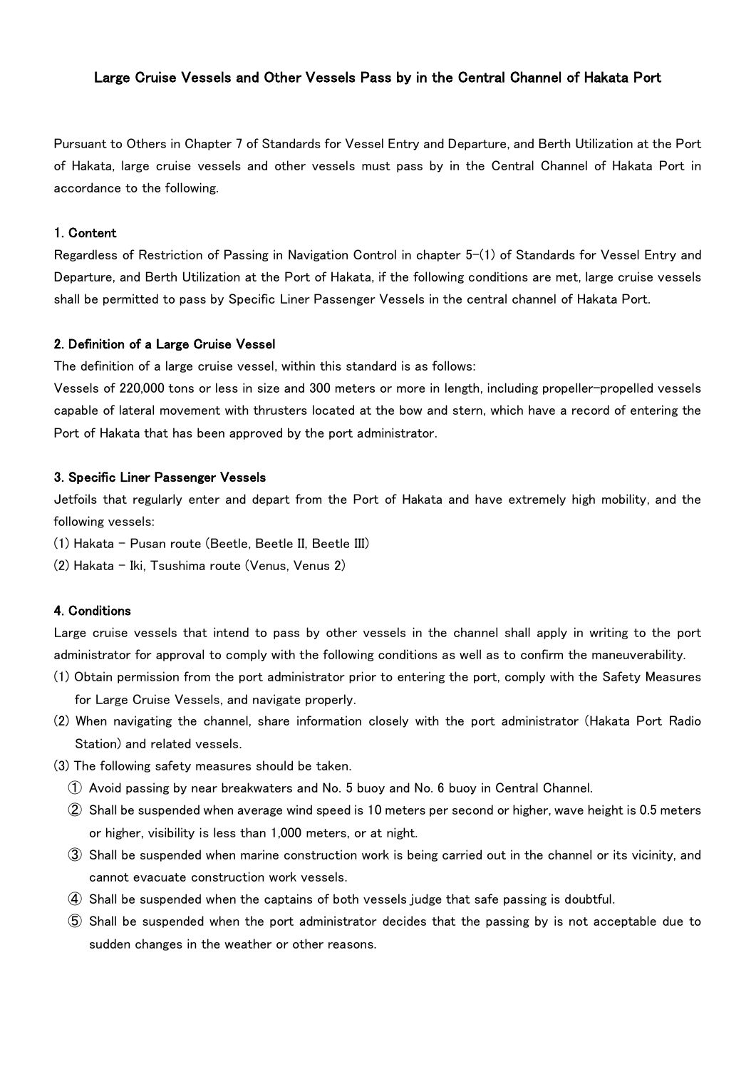# Large Cruise Vessels and Other Vessels Pass by in the Central Channel of Hakata Port

Pursuant to Others in Chapter 7 of Standards for Vessel Entry and Departure, and Berth Utilization at the Port of Hakata, large cruise vessels and other vessels must pass by in the Central Channel of Hakata Port in accordance to the following.

## 1. Content

Regardless of Restriction of Passing in Navigation Control in chapter 5-(1) of Standards for Vessel Entry and Departure, and Berth Utilization at the Port of Hakata, if the following conditions are met, large cruise vessels shall be permitted to pass by Specific Liner Passenger Vessels in the central channel of Hakata Port.

## 2. Definition of a Large Cruise Vessel

The definition of a large cruise vessel, within this standard is as follows:

Vessels of 220,000 tons or less in size and 300 meters or more in length, including propeller-propelled vessels capable of lateral movement with thrusters located at the bow and stern, which have a record of entering the Port of Hakata that has been approved by the port administrator.

## 3. Specific Liner Passenger Vessels

Jetfoils that regularly enter and depart from the Port of Hakata and have extremely high mobility, and the following vessels:

(1) Hakata - Pusan route (Beetle, Beetle II, Beetle III)

(2) Hakata - Iki, Tsushima route (Venus, Venus 2)

## 4. Conditions

Large cruise vessels that intend to pass by other vessels in the channel shall apply in writing to the port administrator for approval to comply with the following conditions as well as to confirm the maneuverability.

(1) Obtain permission from the port administrator prior to entering the port, comply with the Safety Measures for Large Cruise Vessels, and navigate properly.

(2) When navigating the channel, share information closely with the port administrator (Hakata Port Radio Station) and related vessels.

(3) The following safety measures should be taken.

① Avoid passing by near breakwaters and No. 5 buoy and No. 6 buoy in Central Channel.

② Shall be suspended when average wind speed is 10 meters per second or higher, wave height is 0.5 meters or higher, visibility is less than 1,000 meters, or at night.

③ Shall be suspended when marine construction work is being carried out in the channel or its vicinity, and cannot evacuate construction work vessels.

④ Shall be suspended when the captains of both vessels judge that safe passing is doubtful.

⑤ Shall be suspended when the port administrator decides that the passing by is not acceptable due to sudden changes in the weather or other reasons.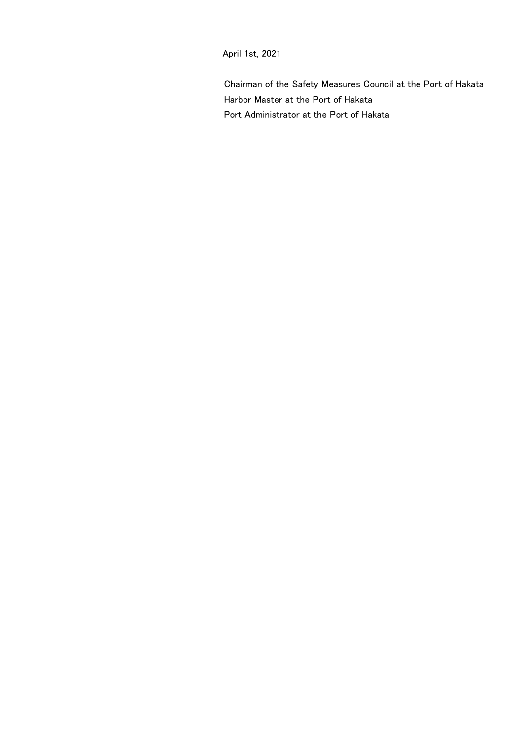April 1st, 2021

Chairman of the Safety Measures Council at the Port of Hakata
Harbor Master at the Port of Hakata
Port Administrator at the Port of Hakata